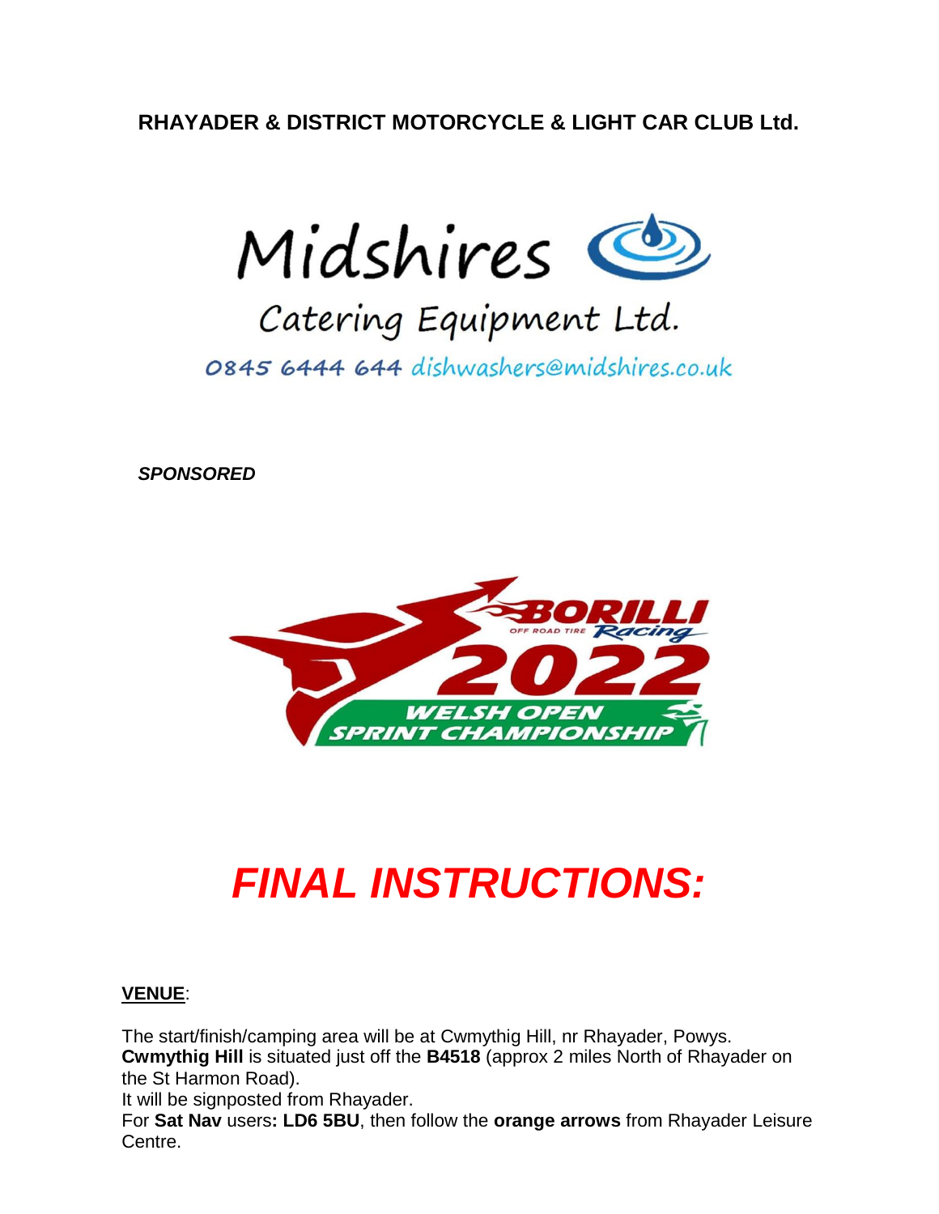**RHAYADER & DISTRICT MOTORCYCLE & LIGHT CAR CLUB Ltd.**

Midshires

Catering Equipment Ltd.

0845 6444 644 dishwashers@midshires.co.uk

***SPONSORED***

BORILLI OFF ROAD TIRE Racing 2022 WELSH OPEN SPRINT CHAMPIONSHIP

# *FINAL INSTRUCTIONS:*

**VENUE**:

The start/finish/camping area will be at Cwmythig Hill, nr Rhayader, Powys.
**Cwmythig Hill** is situated just off the **B4518** (approx 2 miles North of Rhayader on the St Harmon Road).
It will be signposted from Rhayader.
For **Sat Nav** users**: LD6 5BU**, then follow the **orange arrows** from Rhayader Leisure Centre.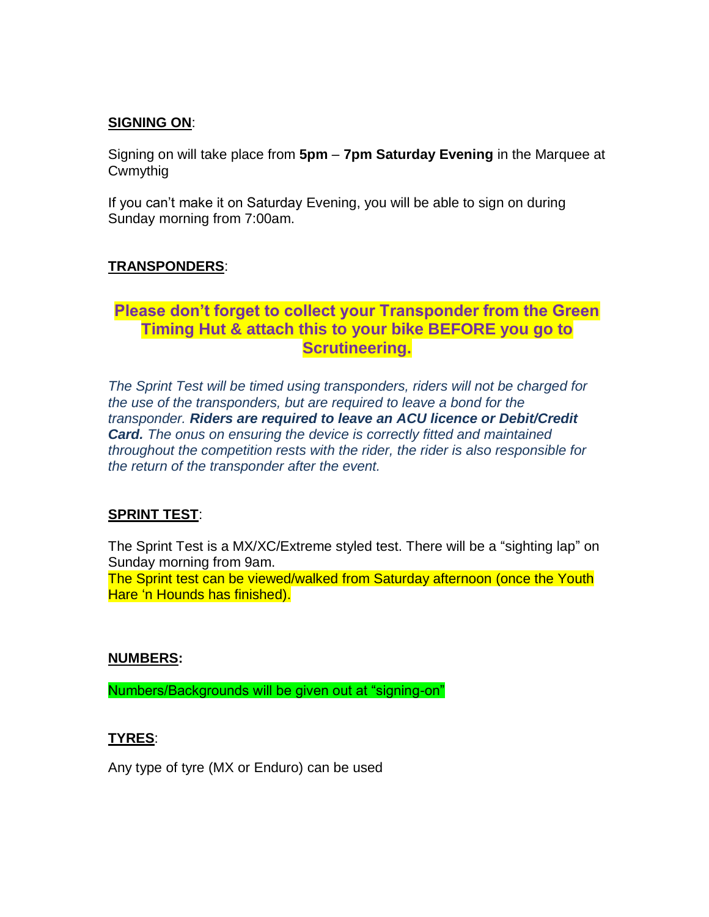**SIGNING ON**:

Signing on will take place from **5pm** – **7pm Saturday Evening** in the Marquee at Cwmythig

If you can't make it on Saturday Evening, you will be able to sign on during Sunday morning from 7:00am.

**TRANSPONDERS**:

**Please don't forget to collect your Transponder from the Green Timing Hut & attach this to your bike BEFORE you go to Scrutineering.**

*The Sprint Test will be timed using transponders, riders will not be charged for the use of the transponders, but are required to leave a bond for the transponder.* ***Riders are required to leave an ACU licence or Debit/Credit Card.*** *The onus on ensuring the device is correctly fitted and maintained throughout the competition rests with the rider, the rider is also responsible for the return of the transponder after the event.*

**SPRINT TEST**:

The Sprint Test is a MX/XC/Extreme styled test. There will be a "sighting lap" on Sunday morning from 9am.
The Sprint test can be viewed/walked from Saturday afternoon (once the Youth Hare 'n Hounds has finished).

**NUMBERS:**

Numbers/Backgrounds will be given out at "signing-on"

**TYRES**:

Any type of tyre (MX or Enduro) can be used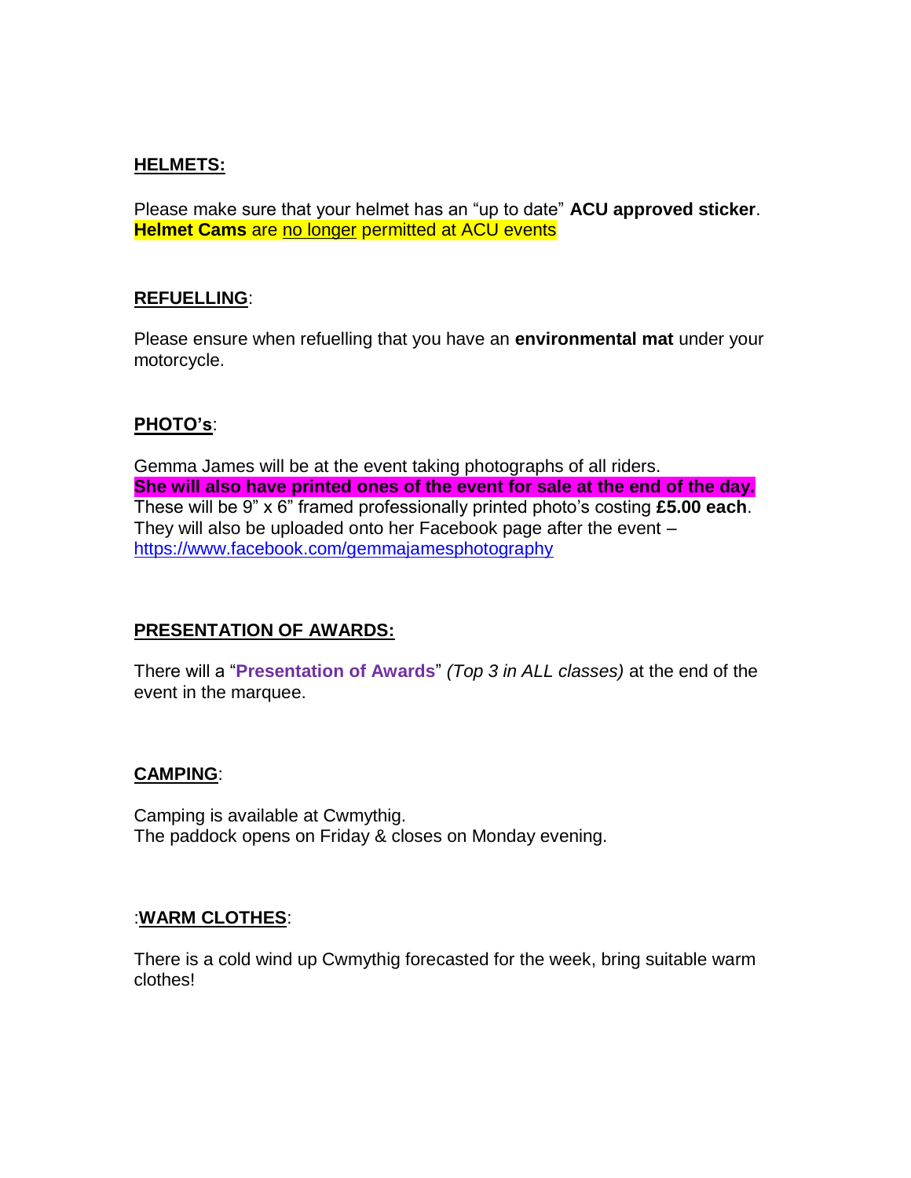**HELMETS:**

Please make sure that your helmet has an “up to date” **ACU approved sticker**. **Helmet Cams** are no longer permitted at ACU events

**REFUELLING**:

Please ensure when refuelling that you have an **environmental mat** under your motorcycle.

**PHOTO’s**:

Gemma James will be at the event taking photographs of all riders. **She will also have printed ones of the event for sale at the end of the day.** These will be 9” x 6” framed professionally printed photo’s costing **£5.00 each**. They will also be uploaded onto her Facebook page after the event – https://www.facebook.com/gemmajamesphotography

**PRESENTATION OF AWARDS:**

There will a “**Presentation of Awards**” *(Top 3 in ALL classes)* at the end of the event in the marquee.

**CAMPING**:

Camping is available at Cwmythig.
The paddock opens on Friday & closes on Monday evening.

:**WARM CLOTHES**:

There is a cold wind up Cwmythig forecasted for the week, bring suitable warm clothes!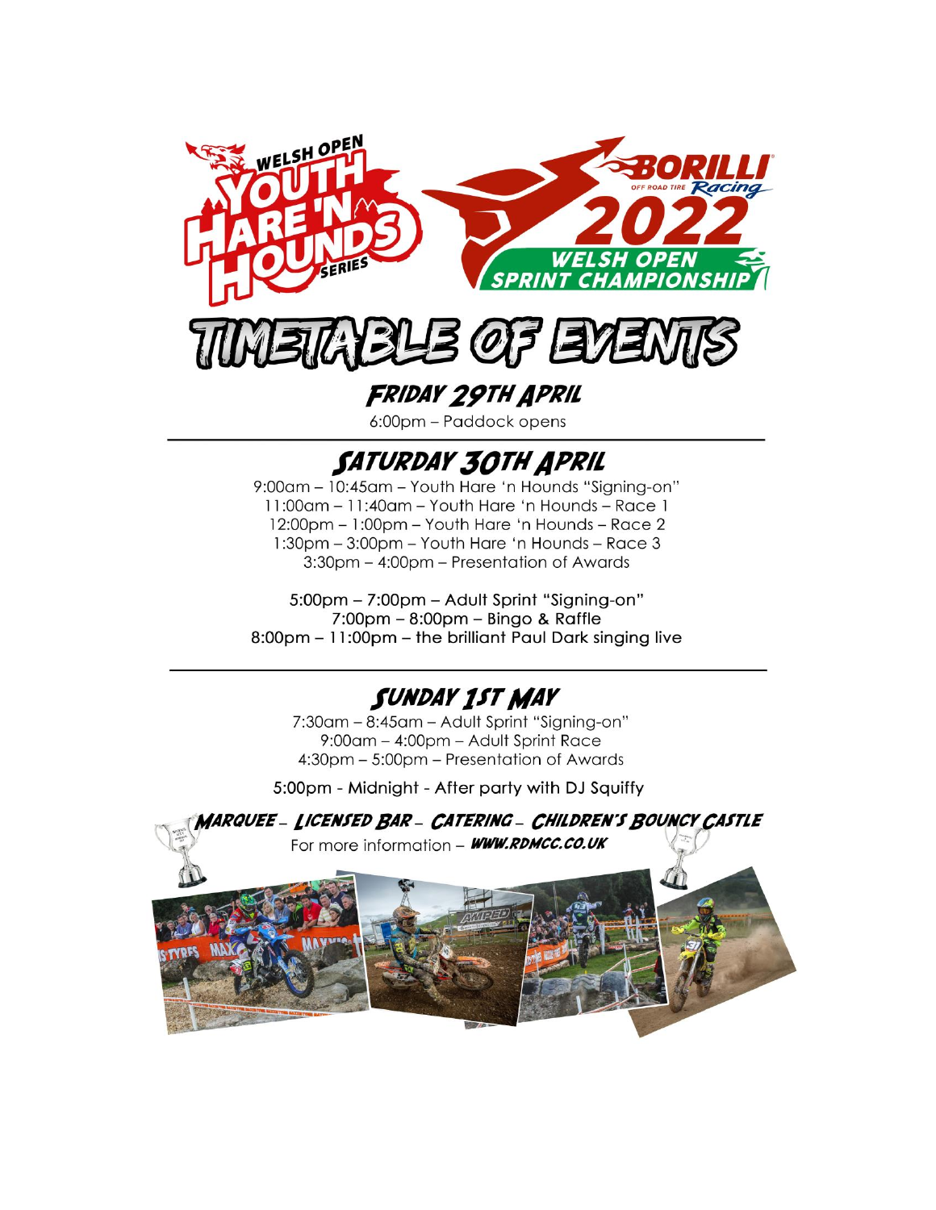WELSH OPEN YOUTH HARE 'N HOUNDS SERIES

BORILLI OFF ROAD TIRE Racing 2022 WELSH OPEN SPRINT CHAMPIONSHIP

# TIMETABLE OF EVENTS

## FRIDAY 29TH APRIL

6:00pm – Paddock opens

## SATURDAY 30TH APRIL

9:00am – 10:45am – Youth Hare 'n Hounds "Signing-on"
11:00am – 11:40am – Youth Hare 'n Hounds – Race 1
12:00pm – 1:00pm – Youth Hare 'n Hounds – Race 2
1:30pm – 3:00pm – Youth Hare 'n Hounds – Race 3
3:30pm – 4:00pm – Presentation of Awards

5:00pm – 7:00pm – Adult Sprint "Signing-on"
7:00pm – 8:00pm – Bingo & Raffle
8:00pm – 11:00pm – the brilliant Paul Dark singing live

## SUNDAY 1ST MAY

7:30am – 8:45am – Adult Sprint "Signing-on"
9:00am – 4:00pm – Adult Sprint Race
4:30pm – 5:00pm – Presentation of Awards

5:00pm - Midnight - After party with DJ Squiffy

**MARQUEE – LICENSED BAR – CATERING – CHILDREN'S BOUNCY CASTLE**

For more information – **WWW.RDMCC.CO.UK**